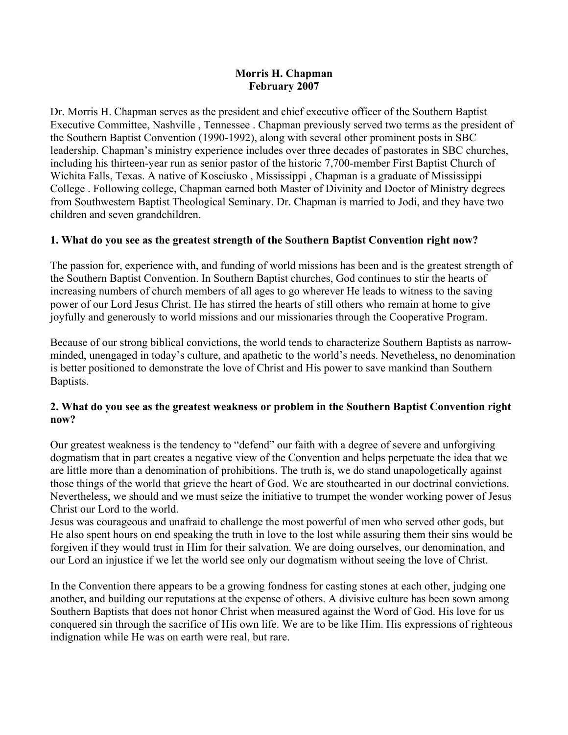**Morris H. Chapman**
**February 2007**

Dr. Morris H. Chapman serves as the president and chief executive officer of the Southern Baptist Executive Committee, Nashville , Tennessee . Chapman previously served two terms as the president of the Southern Baptist Convention (1990-1992), along with several other prominent posts in SBC leadership. Chapman's ministry experience includes over three decades of pastorates in SBC churches, including his thirteen-year run as senior pastor of the historic 7,700-member First Baptist Church of Wichita Falls, Texas. A native of Kosciusko , Mississippi , Chapman is a graduate of Mississippi College . Following college, Chapman earned both Master of Divinity and Doctor of Ministry degrees from Southwestern Baptist Theological Seminary. Dr. Chapman is married to Jodi, and they have two children and seven grandchildren.

**1. What do you see as the greatest strength of the Southern Baptist Convention right now?**

The passion for, experience with, and funding of world missions has been and is the greatest strength of the Southern Baptist Convention. In Southern Baptist churches, God continues to stir the hearts of increasing numbers of church members of all ages to go wherever He leads to witness to the saving power of our Lord Jesus Christ. He has stirred the hearts of still others who remain at home to give joyfully and generously to world missions and our missionaries through the Cooperative Program.

Because of our strong biblical convictions, the world tends to characterize Southern Baptists as narrow-minded, unengaged in today's culture, and apathetic to the world's needs. Nevetheless, no denomination is better positioned to demonstrate the love of Christ and His power to save mankind than Southern Baptists.

**2. What do you see as the greatest weakness or problem in the Southern Baptist Convention right now?**

Our greatest weakness is the tendency to "defend" our faith with a degree of severe and unforgiving dogmatism that in part creates a negative view of the Convention and helps perpetuate the idea that we are little more than a denomination of prohibitions. The truth is, we do stand unapologetically against those things of the world that grieve the heart of God. We are stouthearted in our doctrinal convictions. Nevertheless, we should and we must seize the initiative to trumpet the wonder working power of Jesus Christ our Lord to the world.
Jesus was courageous and unafraid to challenge the most powerful of men who served other gods, but He also spent hours on end speaking the truth in love to the lost while assuring them their sins would be forgiven if they would trust in Him for their salvation. We are doing ourselves, our denomination, and our Lord an injustice if we let the world see only our dogmatism without seeing the love of Christ.

In the Convention there appears to be a growing fondness for casting stones at each other, judging one another, and building our reputations at the expense of others. A divisive culture has been sown among Southern Baptists that does not honor Christ when measured against the Word of God. His love for us conquered sin through the sacrifice of His own life. We are to be like Him. His expressions of righteous indignation while He was on earth were real, but rare.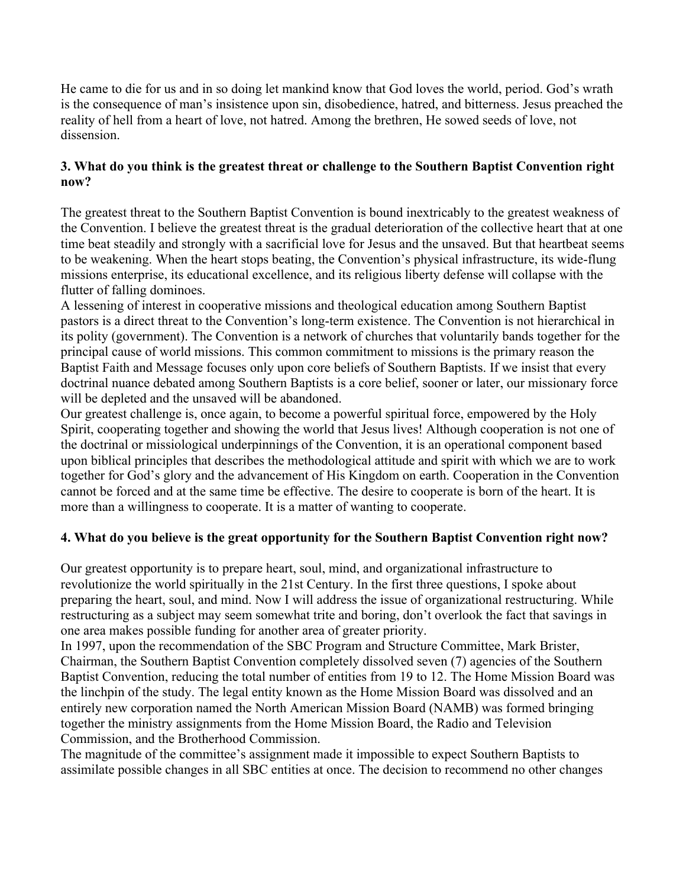He came to die for us and in so doing let mankind know that God loves the world, period. God's wrath is the consequence of man's insistence upon sin, disobedience, hatred, and bitterness. Jesus preached the reality of hell from a heart of love, not hatred. Among the brethren, He sowed seeds of love, not dissension.

### 3. What do you think is the greatest threat or challenge to the Southern Baptist Convention right now?

The greatest threat to the Southern Baptist Convention is bound inextricably to the greatest weakness of the Convention. I believe the greatest threat is the gradual deterioration of the collective heart that at one time beat steadily and strongly with a sacrificial love for Jesus and the unsaved. But that heartbeat seems to be weakening. When the heart stops beating, the Convention's physical infrastructure, its wide-flung missions enterprise, its educational excellence, and its religious liberty defense will collapse with the flutter of falling dominoes.

A lessening of interest in cooperative missions and theological education among Southern Baptist pastors is a direct threat to the Convention's long-term existence. The Convention is not hierarchical in its polity (government). The Convention is a network of churches that voluntarily bands together for the principal cause of world missions. This common commitment to missions is the primary reason the Baptist Faith and Message focuses only upon core beliefs of Southern Baptists. If we insist that every doctrinal nuance debated among Southern Baptists is a core belief, sooner or later, our missionary force will be depleted and the unsaved will be abandoned.

Our greatest challenge is, once again, to become a powerful spiritual force, empowered by the Holy Spirit, cooperating together and showing the world that Jesus lives! Although cooperation is not one of the doctrinal or missiological underpinnings of the Convention, it is an operational component based upon biblical principles that describes the methodological attitude and spirit with which we are to work together for God's glory and the advancement of His Kingdom on earth. Cooperation in the Convention cannot be forced and at the same time be effective. The desire to cooperate is born of the heart. It is more than a willingness to cooperate. It is a matter of wanting to cooperate.

### 4. What do you believe is the great opportunity for the Southern Baptist Convention right now?

Our greatest opportunity is to prepare heart, soul, mind, and organizational infrastructure to revolutionize the world spiritually in the 21st Century. In the first three questions, I spoke about preparing the heart, soul, and mind. Now I will address the issue of organizational restructuring. While restructuring as a subject may seem somewhat trite and boring, don't overlook the fact that savings in one area makes possible funding for another area of greater priority.

In 1997, upon the recommendation of the SBC Program and Structure Committee, Mark Brister, Chairman, the Southern Baptist Convention completely dissolved seven (7) agencies of the Southern Baptist Convention, reducing the total number of entities from 19 to 12. The Home Mission Board was the linchpin of the study. The legal entity known as the Home Mission Board was dissolved and an entirely new corporation named the North American Mission Board (NAMB) was formed bringing together the ministry assignments from the Home Mission Board, the Radio and Television Commission, and the Brotherhood Commission.

The magnitude of the committee's assignment made it impossible to expect Southern Baptists to assimilate possible changes in all SBC entities at once. The decision to recommend no other changes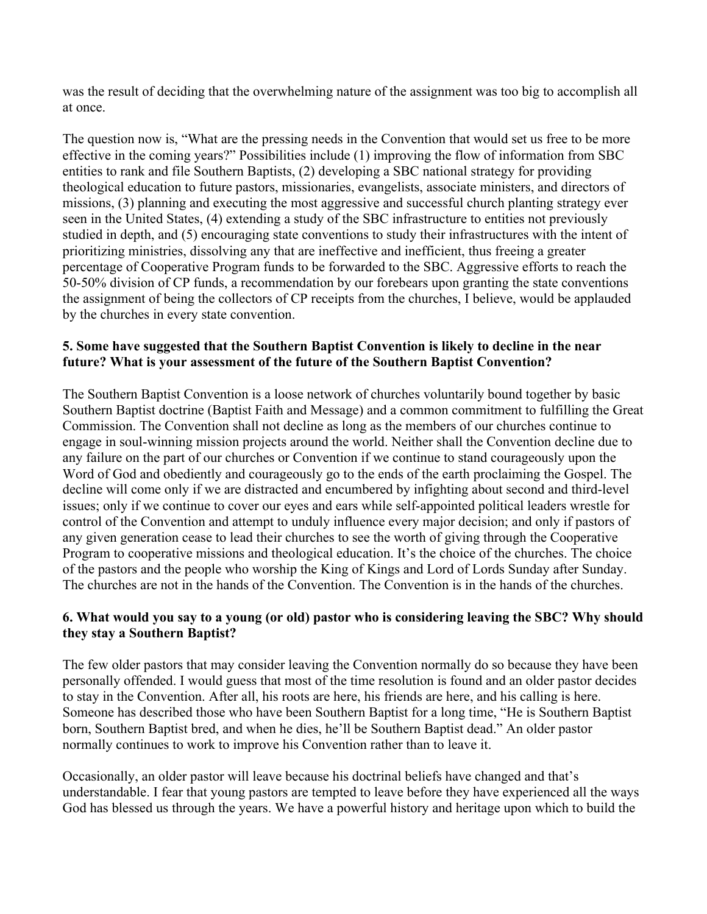was the result of deciding that the overwhelming nature of the assignment was too big to accomplish all at once.

The question now is, "What are the pressing needs in the Convention that would set us free to be more effective in the coming years?" Possibilities include (1) improving the flow of information from SBC entities to rank and file Southern Baptists, (2) developing a SBC national strategy for providing theological education to future pastors, missionaries, evangelists, associate ministers, and directors of missions, (3) planning and executing the most aggressive and successful church planting strategy ever seen in the United States, (4) extending a study of the SBC infrastructure to entities not previously studied in depth, and (5) encouraging state conventions to study their infrastructures with the intent of prioritizing ministries, dissolving any that are ineffective and inefficient, thus freeing a greater percentage of Cooperative Program funds to be forwarded to the SBC. Aggressive efforts to reach the 50-50% division of CP funds, a recommendation by our forebears upon granting the state conventions the assignment of being the collectors of CP receipts from the churches, I believe, would be applauded by the churches in every state convention.

**5. Some have suggested that the Southern Baptist Convention is likely to decline in the near future? What is your assessment of the future of the Southern Baptist Convention?**

The Southern Baptist Convention is a loose network of churches voluntarily bound together by basic Southern Baptist doctrine (Baptist Faith and Message) and a common commitment to fulfilling the Great Commission. The Convention shall not decline as long as the members of our churches continue to engage in soul-winning mission projects around the world. Neither shall the Convention decline due to any failure on the part of our churches or Convention if we continue to stand courageously upon the Word of God and obediently and courageously go to the ends of the earth proclaiming the Gospel. The decline will come only if we are distracted and encumbered by infighting about second and third-level issues; only if we continue to cover our eyes and ears while self-appointed political leaders wrestle for control of the Convention and attempt to unduly influence every major decision; and only if pastors of any given generation cease to lead their churches to see the worth of giving through the Cooperative Program to cooperative missions and theological education. It's the choice of the churches. The choice of the pastors and the people who worship the King of Kings and Lord of Lords Sunday after Sunday. The churches are not in the hands of the Convention. The Convention is in the hands of the churches.

**6. What would you say to a young (or old) pastor who is considering leaving the SBC? Why should they stay a Southern Baptist?**

The few older pastors that may consider leaving the Convention normally do so because they have been personally offended. I would guess that most of the time resolution is found and an older pastor decides to stay in the Convention. After all, his roots are here, his friends are here, and his calling is here. Someone has described those who have been Southern Baptist for a long time, "He is Southern Baptist born, Southern Baptist bred, and when he dies, he'll be Southern Baptist dead." An older pastor normally continues to work to improve his Convention rather than to leave it.

Occasionally, an older pastor will leave because his doctrinal beliefs have changed and that's understandable. I fear that young pastors are tempted to leave before they have experienced all the ways God has blessed us through the years. We have a powerful history and heritage upon which to build the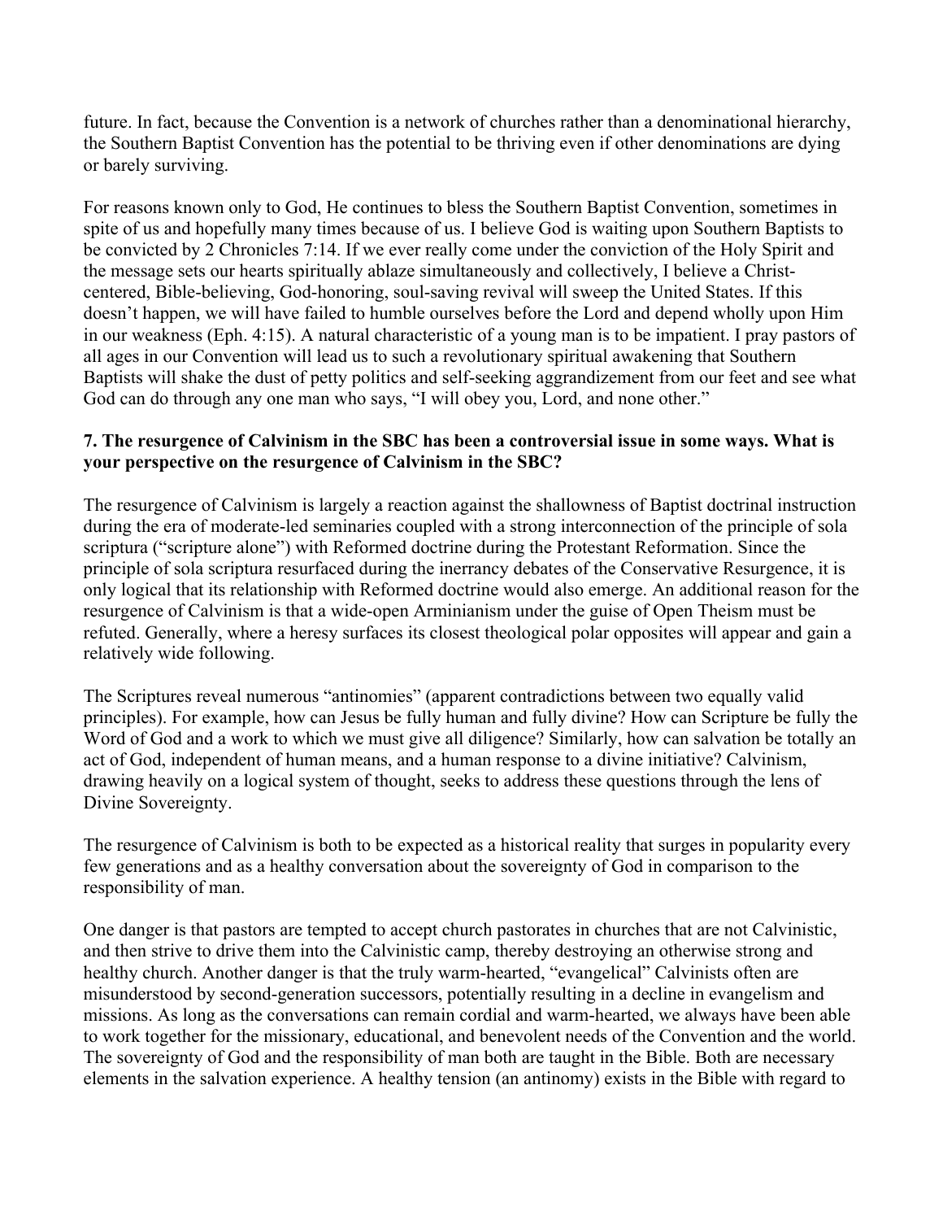future. In fact, because the Convention is a network of churches rather than a denominational hierarchy, the Southern Baptist Convention has the potential to be thriving even if other denominations are dying or barely surviving.

For reasons known only to God, He continues to bless the Southern Baptist Convention, sometimes in spite of us and hopefully many times because of us. I believe God is waiting upon Southern Baptists to be convicted by 2 Chronicles 7:14. If we ever really come under the conviction of the Holy Spirit and the message sets our hearts spiritually ablaze simultaneously and collectively, I believe a Christ-centered, Bible-believing, God-honoring, soul-saving revival will sweep the United States. If this doesn't happen, we will have failed to humble ourselves before the Lord and depend wholly upon Him in our weakness (Eph. 4:15). A natural characteristic of a young man is to be impatient. I pray pastors of all ages in our Convention will lead us to such a revolutionary spiritual awakening that Southern Baptists will shake the dust of petty politics and self-seeking aggrandizement from our feet and see what God can do through any one man who says, "I will obey you, Lord, and none other."

**7. The resurgence of Calvinism in the SBC has been a controversial issue in some ways. What is your perspective on the resurgence of Calvinism in the SBC?**

The resurgence of Calvinism is largely a reaction against the shallowness of Baptist doctrinal instruction during the era of moderate-led seminaries coupled with a strong interconnection of the principle of sola scriptura ("scripture alone") with Reformed doctrine during the Protestant Reformation. Since the principle of sola scriptura resurfaced during the inerrancy debates of the Conservative Resurgence, it is only logical that its relationship with Reformed doctrine would also emerge. An additional reason for the resurgence of Calvinism is that a wide-open Arminianism under the guise of Open Theism must be refuted. Generally, where a heresy surfaces its closest theological polar opposites will appear and gain a relatively wide following.

The Scriptures reveal numerous "antinomies" (apparent contradictions between two equally valid principles). For example, how can Jesus be fully human and fully divine? How can Scripture be fully the Word of God and a work to which we must give all diligence? Similarly, how can salvation be totally an act of God, independent of human means, and a human response to a divine initiative? Calvinism, drawing heavily on a logical system of thought, seeks to address these questions through the lens of Divine Sovereignty.

The resurgence of Calvinism is both to be expected as a historical reality that surges in popularity every few generations and as a healthy conversation about the sovereignty of God in comparison to the responsibility of man.

One danger is that pastors are tempted to accept church pastorates in churches that are not Calvinistic, and then strive to drive them into the Calvinistic camp, thereby destroying an otherwise strong and healthy church. Another danger is that the truly warm-hearted, "evangelical" Calvinists often are misunderstood by second-generation successors, potentially resulting in a decline in evangelism and missions. As long as the conversations can remain cordial and warm-hearted, we always have been able to work together for the missionary, educational, and benevolent needs of the Convention and the world. The sovereignty of God and the responsibility of man both are taught in the Bible. Both are necessary elements in the salvation experience. A healthy tension (an antinomy) exists in the Bible with regard to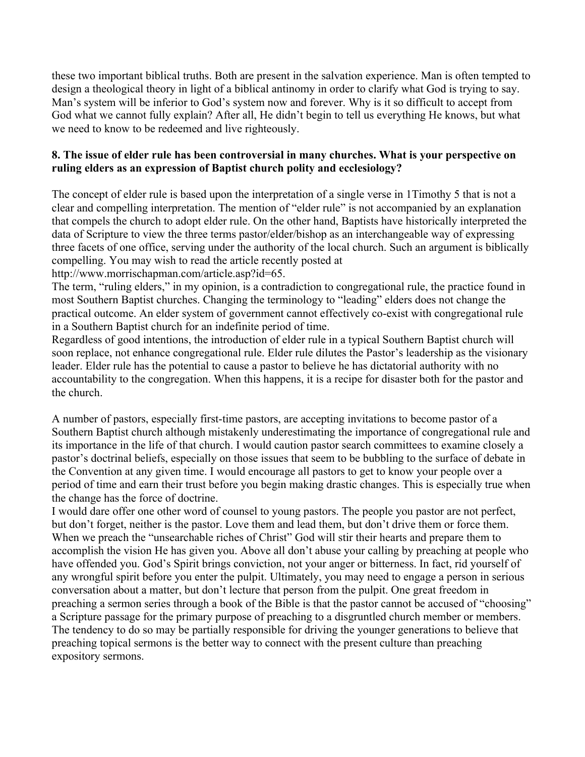these two important biblical truths. Both are present in the salvation experience. Man is often tempted to design a theological theory in light of a biblical antinomy in order to clarify what God is trying to say. Man's system will be inferior to God's system now and forever. Why is it so difficult to accept from God what we cannot fully explain? After all, He didn't begin to tell us everything He knows, but what we need to know to be redeemed and live righteously.

**8. The issue of elder rule has been controversial in many churches. What is your perspective on ruling elders as an expression of Baptist church polity and ecclesiology?**

The concept of elder rule is based upon the interpretation of a single verse in 1Timothy 5 that is not a clear and compelling interpretation. The mention of "elder rule" is not accompanied by an explanation that compels the church to adopt elder rule. On the other hand, Baptists have historically interpreted the data of Scripture to view the three terms pastor/elder/bishop as an interchangeable way of expressing three facets of one office, serving under the authority of the local church. Such an argument is biblically compelling. You may wish to read the article recently posted at http://www.morrischapman.com/article.asp?id=65.

The term, "ruling elders," in my opinion, is a contradiction to congregational rule, the practice found in most Southern Baptist churches. Changing the terminology to "leading" elders does not change the practical outcome. An elder system of government cannot effectively co-exist with congregational rule in a Southern Baptist church for an indefinite period of time.

Regardless of good intentions, the introduction of elder rule in a typical Southern Baptist church will soon replace, not enhance congregational rule. Elder rule dilutes the Pastor's leadership as the visionary leader. Elder rule has the potential to cause a pastor to believe he has dictatorial authority with no accountability to the congregation. When this happens, it is a recipe for disaster both for the pastor and the church.

A number of pastors, especially first-time pastors, are accepting invitations to become pastor of a Southern Baptist church although mistakenly underestimating the importance of congregational rule and its importance in the life of that church. I would caution pastor search committees to examine closely a pastor's doctrinal beliefs, especially on those issues that seem to be bubbling to the surface of debate in the Convention at any given time. I would encourage all pastors to get to know your people over a period of time and earn their trust before you begin making drastic changes. This is especially true when the change has the force of doctrine.

I would dare offer one other word of counsel to young pastors. The people you pastor are not perfect, but don't forget, neither is the pastor. Love them and lead them, but don't drive them or force them. When we preach the "unsearchable riches of Christ" God will stir their hearts and prepare them to accomplish the vision He has given you. Above all don't abuse your calling by preaching at people who have offended you. God's Spirit brings conviction, not your anger or bitterness. In fact, rid yourself of any wrongful spirit before you enter the pulpit. Ultimately, you may need to engage a person in serious conversation about a matter, but don't lecture that person from the pulpit. One great freedom in preaching a sermon series through a book of the Bible is that the pastor cannot be accused of "choosing" a Scripture passage for the primary purpose of preaching to a disgruntled church member or members. The tendency to do so may be partially responsible for driving the younger generations to believe that preaching topical sermons is the better way to connect with the present culture than preaching expository sermons.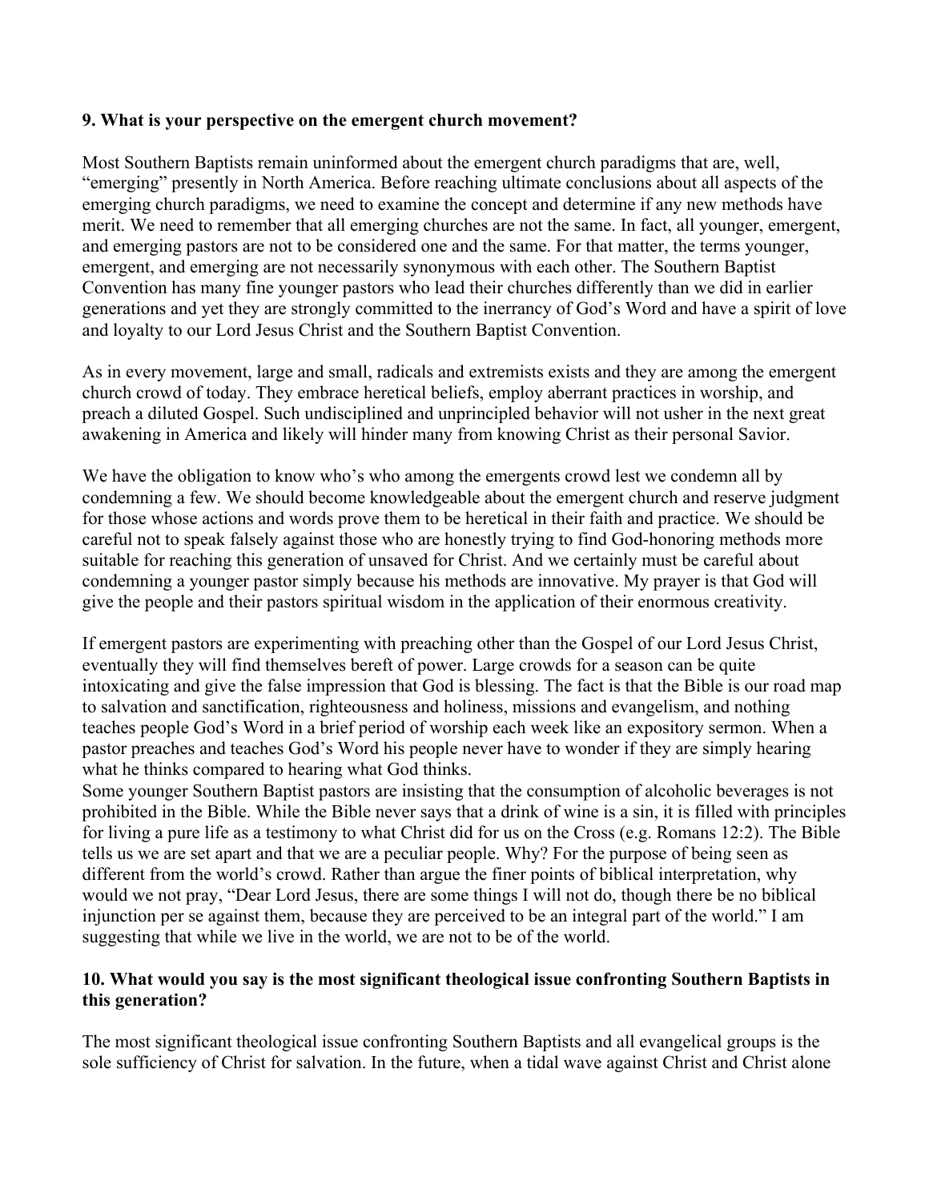**9. What is your perspective on the emergent church movement?**

Most Southern Baptists remain uninformed about the emergent church paradigms that are, well, "emerging" presently in North America. Before reaching ultimate conclusions about all aspects of the emerging church paradigms, we need to examine the concept and determine if any new methods have merit. We need to remember that all emerging churches are not the same. In fact, all younger, emergent, and emerging pastors are not to be considered one and the same. For that matter, the terms younger, emergent, and emerging are not necessarily synonymous with each other. The Southern Baptist Convention has many fine younger pastors who lead their churches differently than we did in earlier generations and yet they are strongly committed to the inerrancy of God's Word and have a spirit of love and loyalty to our Lord Jesus Christ and the Southern Baptist Convention.

As in every movement, large and small, radicals and extremists exists and they are among the emergent church crowd of today. They embrace heretical beliefs, employ aberrant practices in worship, and preach a diluted Gospel. Such undisciplined and unprincipled behavior will not usher in the next great awakening in America and likely will hinder many from knowing Christ as their personal Savior.

We have the obligation to know who's who among the emergents crowd lest we condemn all by condemning a few. We should become knowledgeable about the emergent church and reserve judgment for those whose actions and words prove them to be heretical in their faith and practice. We should be careful not to speak falsely against those who are honestly trying to find God-honoring methods more suitable for reaching this generation of unsaved for Christ. And we certainly must be careful about condemning a younger pastor simply because his methods are innovative. My prayer is that God will give the people and their pastors spiritual wisdom in the application of their enormous creativity.

If emergent pastors are experimenting with preaching other than the Gospel of our Lord Jesus Christ, eventually they will find themselves bereft of power. Large crowds for a season can be quite intoxicating and give the false impression that God is blessing. The fact is that the Bible is our road map to salvation and sanctification, righteousness and holiness, missions and evangelism, and nothing teaches people God's Word in a brief period of worship each week like an expository sermon. When a pastor preaches and teaches God's Word his people never have to wonder if they are simply hearing what he thinks compared to hearing what God thinks.

Some younger Southern Baptist pastors are insisting that the consumption of alcoholic beverages is not prohibited in the Bible. While the Bible never says that a drink of wine is a sin, it is filled with principles for living a pure life as a testimony to what Christ did for us on the Cross (e.g. Romans 12:2). The Bible tells us we are set apart and that we are a peculiar people. Why? For the purpose of being seen as different from the world's crowd. Rather than argue the finer points of biblical interpretation, why would we not pray, "Dear Lord Jesus, there are some things I will not do, though there be no biblical injunction per se against them, because they are perceived to be an integral part of the world." I am suggesting that while we live in the world, we are not to be of the world.

**10. What would you say is the most significant theological issue confronting Southern Baptists in this generation?**

The most significant theological issue confronting Southern Baptists and all evangelical groups is the sole sufficiency of Christ for salvation. In the future, when a tidal wave against Christ and Christ alone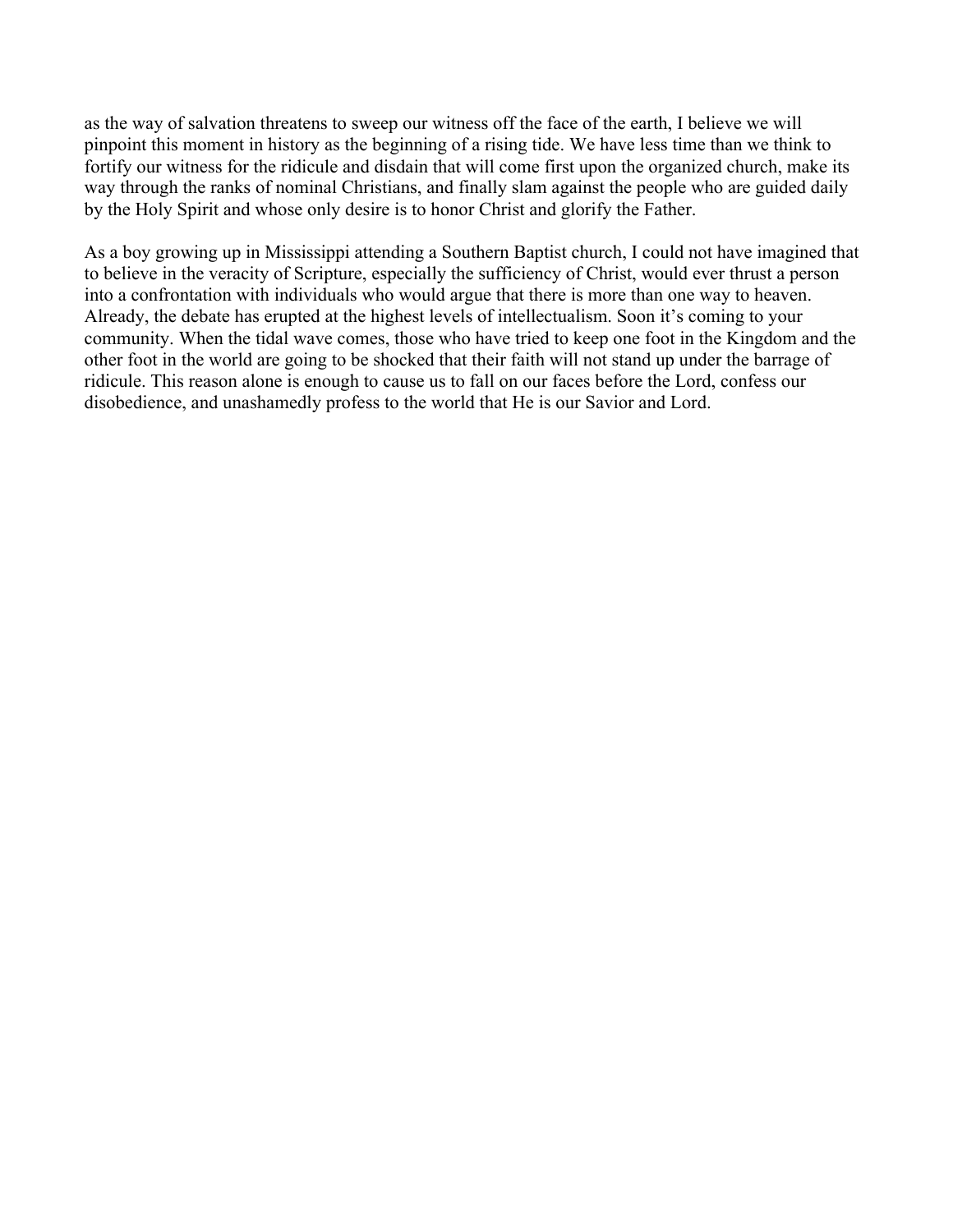as the way of salvation threatens to sweep our witness off the face of the earth, I believe we will pinpoint this moment in history as the beginning of a rising tide. We have less time than we think to fortify our witness for the ridicule and disdain that will come first upon the organized church, make its way through the ranks of nominal Christians, and finally slam against the people who are guided daily by the Holy Spirit and whose only desire is to honor Christ and glorify the Father.

As a boy growing up in Mississippi attending a Southern Baptist church, I could not have imagined that to believe in the veracity of Scripture, especially the sufficiency of Christ, would ever thrust a person into a confrontation with individuals who would argue that there is more than one way to heaven. Already, the debate has erupted at the highest levels of intellectualism. Soon it's coming to your community. When the tidal wave comes, those who have tried to keep one foot in the Kingdom and the other foot in the world are going to be shocked that their faith will not stand up under the barrage of ridicule. This reason alone is enough to cause us to fall on our faces before the Lord, confess our disobedience, and unashamedly profess to the world that He is our Savior and Lord.